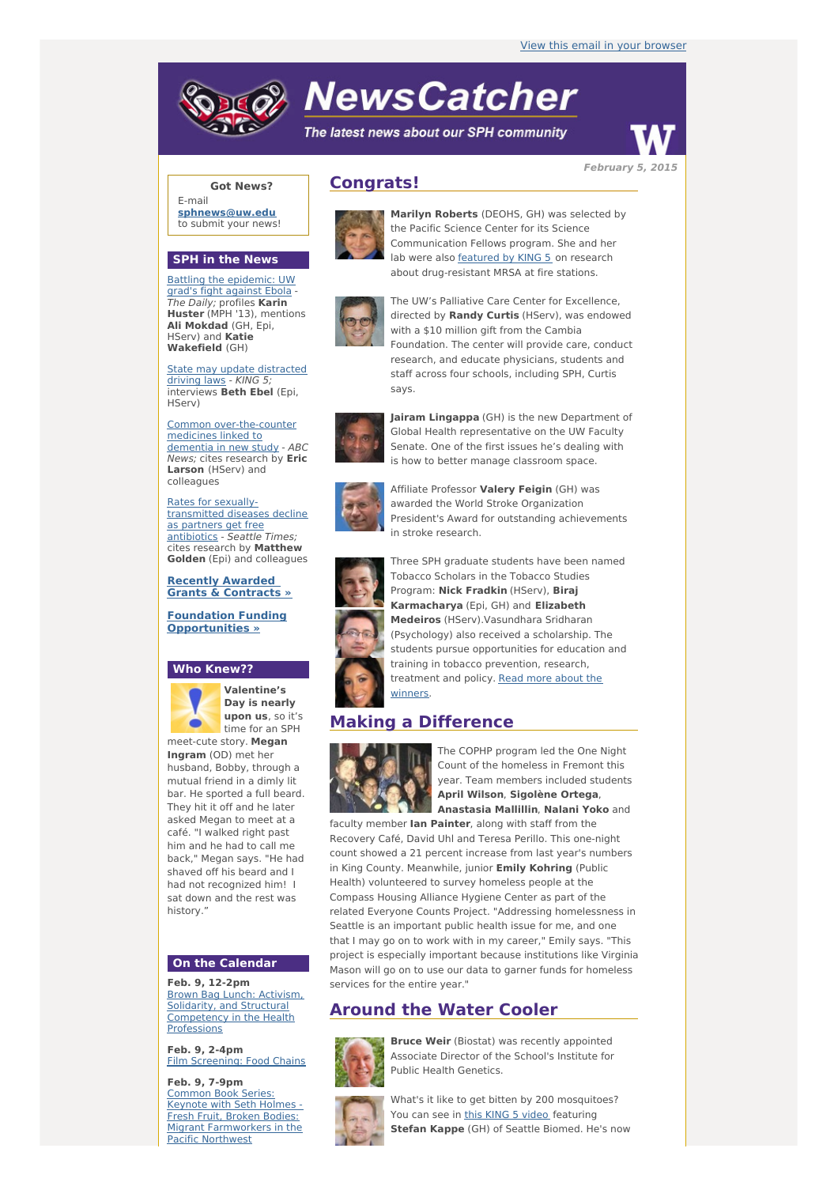View this email in your browser

# NewsCatcher

*The latest news about our SPH community*

*February 5, 2015*

## Congrats!

**Marilyn Roberts** (DEOHS, GH) was selected by the Pacific Science Center for its Science Communication Fellows program. She and her lab were also featured by KING 5 on research about drug-resistant MRSA at fire stations.

The UW's Palliative Care Center for Excellence, directed by **Randy Curtis** (HServ), was endowed with a $10 million gift from the Cambia Foundation. The center will provide care, conduct research, and educate physicians, students and staff across four schools, including SPH, Curtis says.

**Jairam Lingappa** (GH) is the new Department of Global Health representative on the UW Faculty Senate. One of the first issues he's dealing with is how to better manage classroom space.

Affiliate Professor **Valery Feigin** (GH) was awarded the World Stroke Organization President's Award for outstanding achievements in stroke research.

Three SPH graduate students have been named Tobacco Scholars in the Tobacco Studies Program: **Nick Fradkin** (HServ), **Biraj Karmacharya** (Epi, GH) and **Elizabeth Medeiros** (HServ).Vasundhara Sridharan (Psychology) also received a scholarship. The students pursue opportunities for education and training in tobacco prevention, research, treatment and policy. Read more about the winners.

## Making a Difference

The COPHP program led the One Night Count of the homeless in Fremont this year. Team members included students **April Wilson**, **Sigolène Ortega**, **Anastasia Mallillin**, **Nalani Yoko** and faculty member **Ian Painter**, along with staff from the Recovery Café, David Uhl and Teresa Perillo. This one-night count showed a 21 percent increase from last year's numbers in King County. Meanwhile, junior **Emily Kohring** (Public Health) volunteered to survey homeless people at the Compass Housing Alliance Hygiene Center as part of the related Everyone Counts Project. "Addressing homelessness in Seattle is an important public health issue for me, and one that I may go on to work with in my career," Emily says. "This project is especially important because institutions like Virginia Mason will go on to use our data to garner funds for homeless services for the entire year."

## Around the Water Cooler

**Bruce Weir** (Biostat) was recently appointed Associate Director of the School's Institute for Public Health Genetics.

What's it like to get bitten by 200 mosquitoes? You can see in this KING 5 video featuring **Stefan Kappe** (GH) of Seattle Biomed. He's now

---

### Got News?

E-mail **sphnews@uw.edu** to submit your news!

### SPH in the News

Battling the epidemic: UW grad's fight against Ebola - *The Daily;* profiles **Karin Huster** (MPH '13), mentions **Ali Mokdad** (GH, Epi, HServ) and **Katie Wakefield** (GH)

State may update distracted driving laws - *KING 5;* interviews **Beth Ebel** (Epi, HServ)

Common over-the-counter medicines linked to dementia in new study - *ABC News;* cites research by **Eric Larson** (HServ) and colleagues

Rates for sexually-transmitted diseases decline as partners get free antibiotics - *Seattle Times;* cites research by **Matthew Golden** (Epi) and colleagues

**Recently Awarded Grants & Contracts »**

**Foundation Funding Opportunities »**

### Who Knew??

**Valentine's Day is nearly upon us**, so it's time for an SPH meet-cute story. **Megan Ingram** (OD) met her husband, Bobby, through a mutual friend in a dimly lit bar. He sported a full beard. They hit it off and he later asked Megan to meet at a café. "I walked right past him and he had to call me back," Megan says. "He had shaved off his beard and I had not recognized him! I sat down and the rest was history."

### On the Calendar

**Feb. 9, 12-2pm**
Brown Bag Lunch: Activism, Solidarity, and Structural Competency in the Health Professions

**Feb. 9, 2-4pm**
Film Screening: Food Chains

**Feb. 9, 7-9pm**
Common Book Series: Keynote with Seth Holmes - Fresh Fruit, Broken Bodies: Migrant Farmworkers in the Pacific Northwest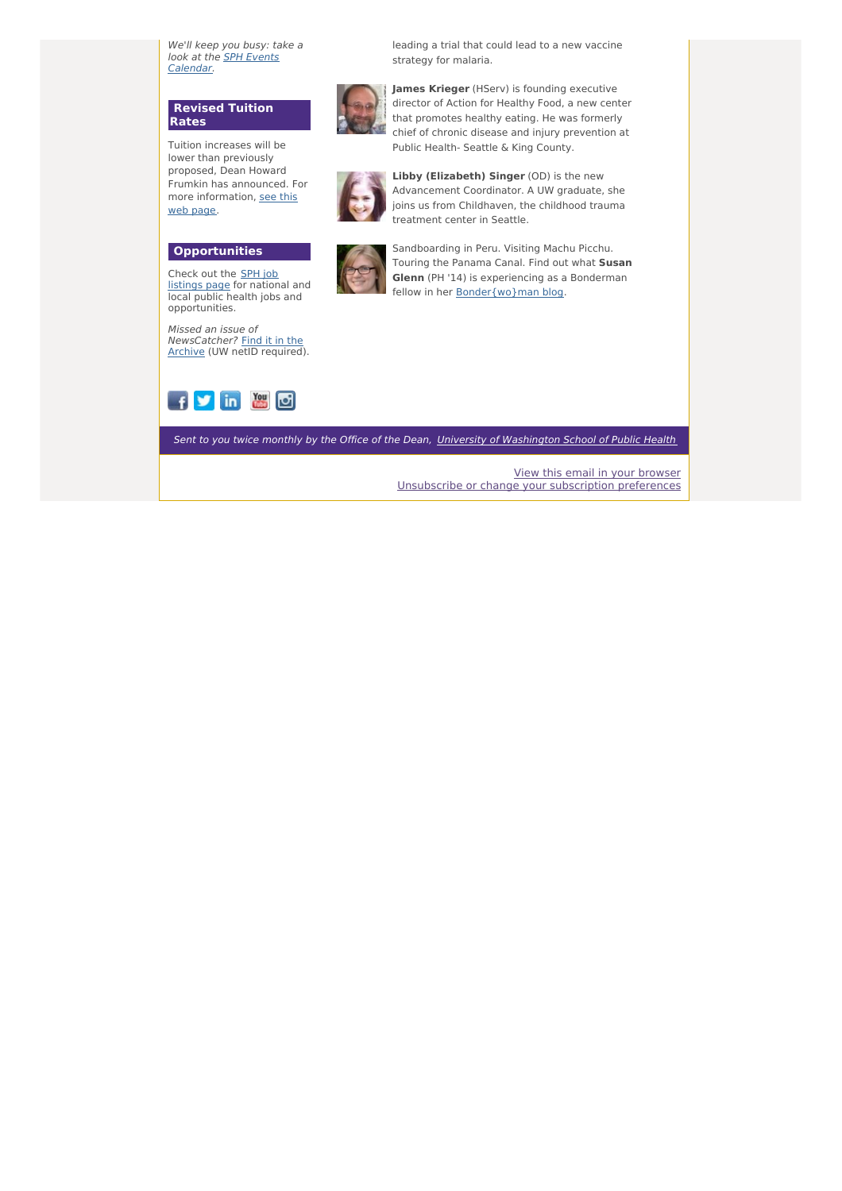*We'll keep you busy: take a look at the SPH Events Calendar.*

## Revised Tuition Rates

Tuition increases will be lower than previously proposed, Dean Howard Frumkin has announced. For more information, see this web page.

## Opportunities

Check out the SPH job listings page for national and local public health jobs and opportunities.

*Missed an issue of NewsCatcher?* Find it in the Archive (UW netID required).

leading a trial that could lead to a new vaccine strategy for malaria.

**James Krieger** (HServ) is founding executive director of Action for Healthy Food, a new center that promotes healthy eating. He was formerly chief of chronic disease and injury prevention at Public Health- Seattle & King County.

**Libby (Elizabeth) Singer** (OD) is the new Advancement Coordinator. A UW graduate, she joins us from Childhaven, the childhood trauma treatment center in Seattle.

Sandboarding in Peru. Visiting Machu Picchu. Touring the Panama Canal. Find out what **Susan Glenn** (PH '14) is experiencing as a Bonderman fellow in her Bonder{wo}man blog.

*Sent to you twice monthly by the Office of the Dean, University of Washington School of Public Health*

View this email in your browser
Unsubscribe or change your subscription preferences